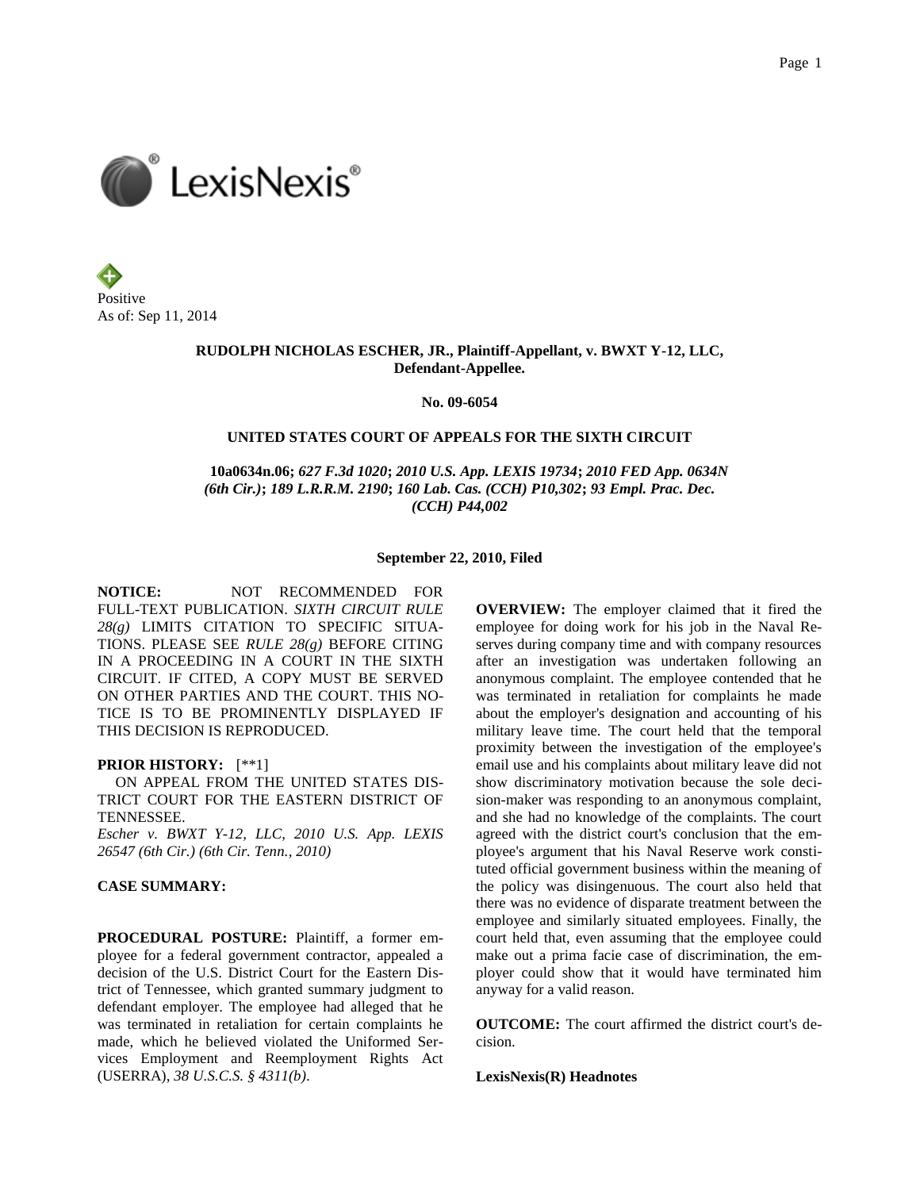Positive
As of: Sep 11, 2014

**RUDOLPH NICHOLAS ESCHER, JR., Plaintiff-Appellant, v. BWXT Y-12, LLC, Defendant-Appellee.**

**No. 09-6054**

**UNITED STATES COURT OF APPEALS FOR THE SIXTH CIRCUIT**

**10a0634n.06; *627 F.3d 1020*; *2010 U.S. App. LEXIS 19734*; *2010 FED App. 0634N (6th Cir.)*; *189 L.R.R.M. 2190*; *160 Lab. Cas. (CCH) P10,302*; *93 Empl. Prac. Dec. (CCH) P44,002***

**September 22, 2010, Filed**

**NOTICE:** NOT RECOMMENDED FOR FULL-TEXT PUBLICATION. *SIXTH CIRCUIT RULE 28(g)* LIMITS CITATION TO SPECIFIC SITUATIONS. PLEASE SEE *RULE 28(g)* BEFORE CITING IN A PROCEEDING IN A COURT IN THE SIXTH CIRCUIT. IF CITED, A COPY MUST BE SERVED ON OTHER PARTIES AND THE COURT. THIS NOTICE IS TO BE PROMINENTLY DISPLAYED IF THIS DECISION IS REPRODUCED.

**PRIOR HISTORY:** [**1]

ON APPEAL FROM THE UNITED STATES DISTRICT COURT FOR THE EASTERN DISTRICT OF TENNESSEE.

*Escher v. BWXT Y-12, LLC, 2010 U.S. App. LEXIS 26547 (6th Cir.) (6th Cir. Tenn., 2010)*

**CASE SUMMARY:**

**PROCEDURAL POSTURE:** Plaintiff, a former employee for a federal government contractor, appealed a decision of the U.S. District Court for the Eastern District of Tennessee, which granted summary judgment to defendant employer. The employee had alleged that he was terminated in retaliation for certain complaints he made, which he believed violated the Uniformed Services Employment and Reemployment Rights Act (USERRA), *38 U.S.C.S. § 4311(b)*.

**OVERVIEW:** The employer claimed that it fired the employee for doing work for his job in the Naval Reserves during company time and with company resources after an investigation was undertaken following an anonymous complaint. The employee contended that he was terminated in retaliation for complaints he made about the employer's designation and accounting of his military leave time. The court held that the temporal proximity between the investigation of the employee's email use and his complaints about military leave did not show discriminatory motivation because the sole decision-maker was responding to an anonymous complaint, and she had no knowledge of the complaints. The court agreed with the district court's conclusion that the employee's argument that his Naval Reserve work constituted official government business within the meaning of the policy was disingenuous. The court also held that there was no evidence of disparate treatment between the employee and similarly situated employees. Finally, the court held that, even assuming that the employee could make out a prima facie case of discrimination, the employer could show that it would have terminated him anyway for a valid reason.

**OUTCOME:** The court affirmed the district court's decision.

**LexisNexis(R) Headnotes**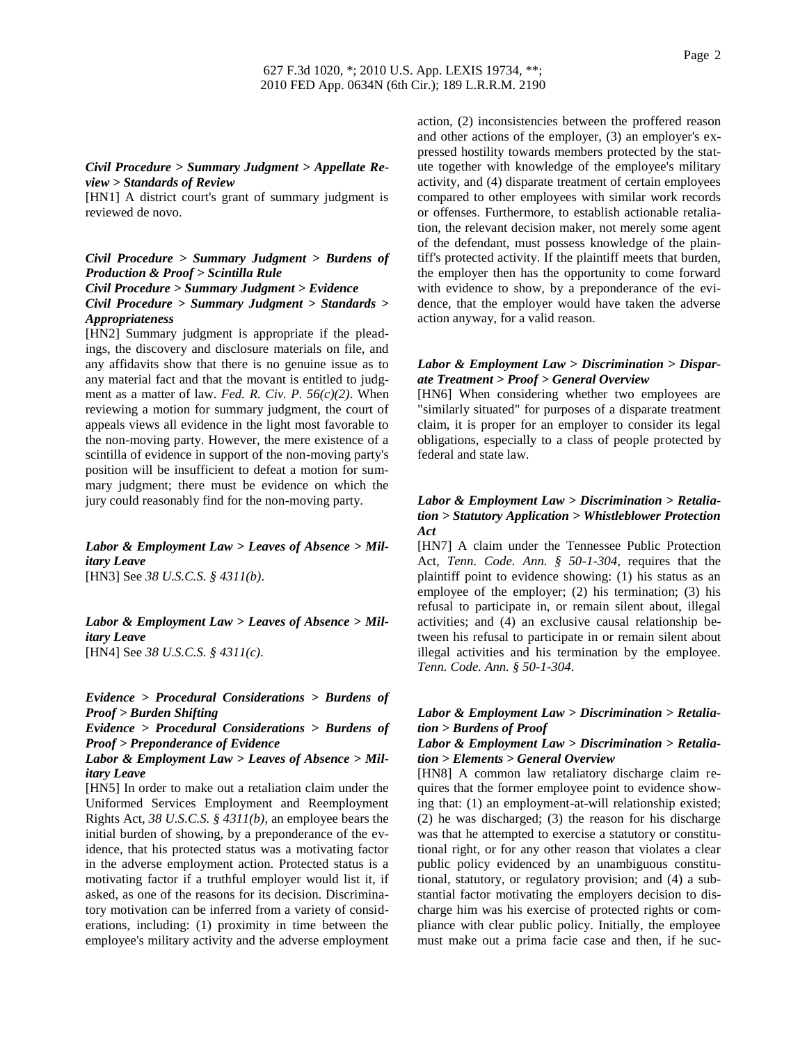***Civil Procedure > Summary Judgment > Appellate Review > Standards of Review***

[HN1] A district court's grant of summary judgment is reviewed de novo.

***Civil Procedure > Summary Judgment > Burdens of Production & Proof > Scintilla Rule***
***Civil Procedure > Summary Judgment > Evidence***
***Civil Procedure > Summary Judgment > Standards > Appropriateness***

[HN2] Summary judgment is appropriate if the pleadings, the discovery and disclosure materials on file, and any affidavits show that there is no genuine issue as to any material fact and that the movant is entitled to judgment as a matter of law. *Fed. R. Civ. P. 56(c)(2)*. When reviewing a motion for summary judgment, the court of appeals views all evidence in the light most favorable to the non-moving party. However, the mere existence of a scintilla of evidence in support of the non-moving party's position will be insufficient to defeat a motion for summary judgment; there must be evidence on which the jury could reasonably find for the non-moving party.

***Labor & Employment Law > Leaves of Absence > Military Leave***

[HN3] See *38 U.S.C.S. § 4311(b)*.

***Labor & Employment Law > Leaves of Absence > Military Leave***

[HN4] See *38 U.S.C.S. § 4311(c)*.

***Evidence > Procedural Considerations > Burdens of Proof > Burden Shifting***
***Evidence > Procedural Considerations > Burdens of Proof > Preponderance of Evidence***
***Labor & Employment Law > Leaves of Absence > Military Leave***

[HN5] In order to make out a retaliation claim under the Uniformed Services Employment and Reemployment Rights Act, *38 U.S.C.S. § 4311(b)*, an employee bears the initial burden of showing, by a preponderance of the evidence, that his protected status was a motivating factor in the adverse employment action. Protected status is a motivating factor if a truthful employer would list it, if asked, as one of the reasons for its decision. Discriminatory motivation can be inferred from a variety of considerations, including: (1) proximity in time between the employee's military activity and the adverse employment action, (2) inconsistencies between the proffered reason and other actions of the employer, (3) an employer's expressed hostility towards members protected by the statute together with knowledge of the employee's military activity, and (4) disparate treatment of certain employees compared to other employees with similar work records or offenses. Furthermore, to establish actionable retaliation, the relevant decision maker, not merely some agent of the defendant, must possess knowledge of the plaintiff's protected activity. If the plaintiff meets that burden, the employer then has the opportunity to come forward with evidence to show, by a preponderance of the evidence, that the employer would have taken the adverse action anyway, for a valid reason.

***Labor & Employment Law > Discrimination > Disparate Treatment > Proof > General Overview***

[HN6] When considering whether two employees are "similarly situated" for purposes of a disparate treatment claim, it is proper for an employer to consider its legal obligations, especially to a class of people protected by federal and state law.

***Labor & Employment Law > Discrimination > Retaliation > Statutory Application > Whistleblower Protection Act***

[HN7] A claim under the Tennessee Public Protection Act, *Tenn. Code. Ann. § 50-1-304*, requires that the plaintiff point to evidence showing: (1) his status as an employee of the employer; (2) his termination; (3) his refusal to participate in, or remain silent about, illegal activities; and (4) an exclusive causal relationship between his refusal to participate in or remain silent about illegal activities and his termination by the employee. *Tenn. Code. Ann. § 50-1-304*.

***Labor & Employment Law > Discrimination > Retaliation > Burdens of Proof***
***Labor & Employment Law > Discrimination > Retaliation > Elements > General Overview***

[HN8] A common law retaliatory discharge claim requires that the former employee point to evidence showing that: (1) an employment-at-will relationship existed; (2) he was discharged; (3) the reason for his discharge was that he attempted to exercise a statutory or constitutional right, or for any other reason that violates a clear public policy evidenced by an unambiguous constitutional, statutory, or regulatory provision; and (4) a substantial factor motivating the employers decision to discharge him was his exercise of protected rights or compliance with clear public policy. Initially, the employee must make out a prima facie case and then, if he suc-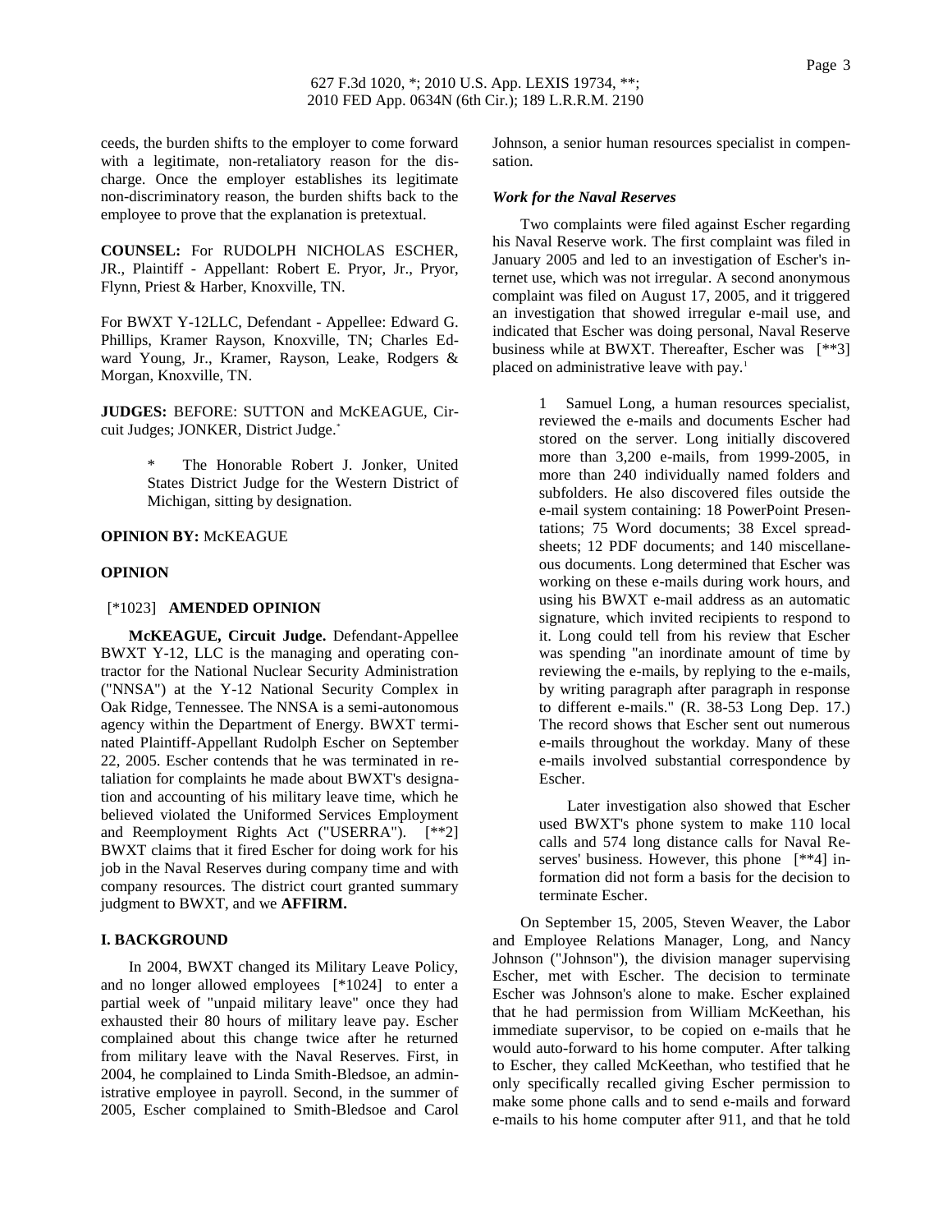ceeds, the burden shifts to the employer to come forward with a legitimate, non-retaliatory reason for the discharge. Once the employer establishes its legitimate non-discriminatory reason, the burden shifts back to the employee to prove that the explanation is pretextual.

**COUNSEL:** For RUDOLPH NICHOLAS ESCHER, JR., Plaintiff - Appellant: Robert E. Pryor, Jr., Pryor, Flynn, Priest & Harber, Knoxville, TN.

For BWXT Y-12LLC, Defendant - Appellee: Edward G. Phillips, Kramer Rayson, Knoxville, TN; Charles Edward Young, Jr., Kramer, Rayson, Leake, Rodgers & Morgan, Knoxville, TN.

**JUDGES:** BEFORE: SUTTON and McKEAGUE, Circuit Judges; JONKER, District Judge.*

> * The Honorable Robert J. Jonker, United States District Judge for the Western District of Michigan, sitting by designation.

**OPINION BY:** McKEAGUE

**OPINION**

[*1023] **AMENDED OPINION**

**McKEAGUE, Circuit Judge.** Defendant-Appellee BWXT Y-12, LLC is the managing and operating contractor for the National Nuclear Security Administration ("NNSA") at the Y-12 National Security Complex in Oak Ridge, Tennessee. The NNSA is a semi-autonomous agency within the Department of Energy. BWXT terminated Plaintiff-Appellant Rudolph Escher on September 22, 2005. Escher contends that he was terminated in retaliation for complaints he made about BWXT's designation and accounting of his military leave time, which he believed violated the Uniformed Services Employment and Reemployment Rights Act ("USERRA"). [**2] BWXT claims that it fired Escher for doing work for his job in the Naval Reserves during company time and with company resources. The district court granted summary judgment to BWXT, and we **AFFIRM.**

**I. BACKGROUND**

In 2004, BWXT changed its Military Leave Policy, and no longer allowed employees [*1024] to enter a partial week of "unpaid military leave" once they had exhausted their 80 hours of military leave pay. Escher complained about this change twice after he returned from military leave with the Naval Reserves. First, in 2004, he complained to Linda Smith-Bledsoe, an administrative employee in payroll. Second, in the summer of 2005, Escher complained to Smith-Bledsoe and Carol Johnson, a senior human resources specialist in compensation.

***Work for the Naval Reserves***

Two complaints were filed against Escher regarding his Naval Reserve work. The first complaint was filed in January 2005 and led to an investigation of Escher's internet use, which was not irregular. A second anonymous complaint was filed on August 17, 2005, and it triggered an investigation that showed irregular e-mail use, and indicated that Escher was doing personal, Naval Reserve business while at BWXT. Thereafter, Escher was [**3] placed on administrative leave with pay.[1]

> 1 Samuel Long, a human resources specialist, reviewed the e-mails and documents Escher had stored on the server. Long initially discovered more than 3,200 e-mails, from 1999-2005, in more than 240 individually named folders and subfolders. He also discovered files outside the e-mail system containing: 18 PowerPoint Presentations; 75 Word documents; 38 Excel spreadsheets; 12 PDF documents; and 140 miscellaneous documents. Long determined that Escher was working on these e-mails during work hours, and using his BWXT e-mail address as an automatic signature, which invited recipients to respond to it. Long could tell from his review that Escher was spending "an inordinate amount of time by reviewing the e-mails, by replying to the e-mails, by writing paragraph after paragraph in response to different e-mails." (R. 38-53 Long Dep. 17.) The record shows that Escher sent out numerous e-mails throughout the workday. Many of these e-mails involved substantial correspondence by Escher.
>
> Later investigation also showed that Escher used BWXT's phone system to make 110 local calls and 574 long distance calls for Naval Reserves' business. However, this phone [**4] information did not form a basis for the decision to terminate Escher.

On September 15, 2005, Steven Weaver, the Labor and Employee Relations Manager, Long, and Nancy Johnson ("Johnson"), the division manager supervising Escher, met with Escher. The decision to terminate Escher was Johnson's alone to make. Escher explained that he had permission from William McKeethan, his immediate supervisor, to be copied on e-mails that he would auto-forward to his home computer. After talking to Escher, they called McKeethan, who testified that he only specifically recalled giving Escher permission to make some phone calls and to send e-mails and forward e-mails to his home computer after 911, and that he told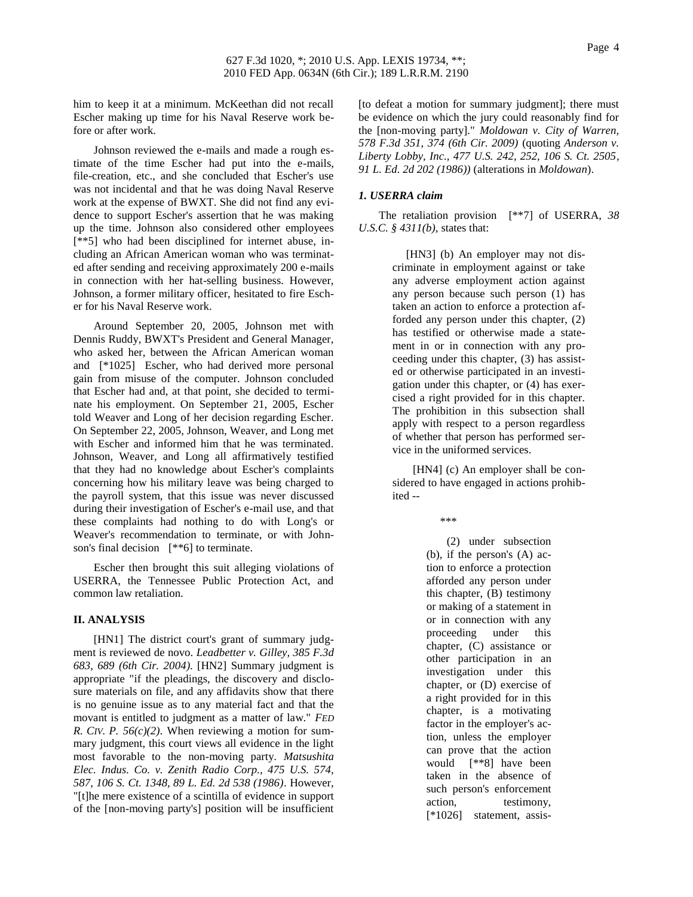him to keep it at a minimum. McKeethan did not recall Escher making up time for his Naval Reserve work before or after work.

Johnson reviewed the e-mails and made a rough estimate of the time Escher had put into the e-mails, file-creation, etc., and she concluded that Escher's use was not incidental and that he was doing Naval Reserve work at the expense of BWXT. She did not find any evidence to support Escher's assertion that he was making up the time. Johnson also considered other employees [**5] who had been disciplined for internet abuse, including an African American woman who was terminated after sending and receiving approximately 200 e-mails in connection with her hat-selling business. However, Johnson, a former military officer, hesitated to fire Escher for his Naval Reserve work.

Around September 20, 2005, Johnson met with Dennis Ruddy, BWXT's President and General Manager, who asked her, between the African American woman and [*1025] Escher, who had derived more personal gain from misuse of the computer. Johnson concluded that Escher had and, at that point, she decided to terminate his employment. On September 21, 2005, Escher told Weaver and Long of her decision regarding Escher. On September 22, 2005, Johnson, Weaver, and Long met with Escher and informed him that he was terminated. Johnson, Weaver, and Long all affirmatively testified that they had no knowledge about Escher's complaints concerning how his military leave was being charged to the payroll system, that this issue was never discussed during their investigation of Escher's e-mail use, and that these complaints had nothing to do with Long's or Weaver's recommendation to terminate, or with Johnson's final decision [**6] to terminate.

Escher then brought this suit alleging violations of USERRA, the Tennessee Public Protection Act, and common law retaliation.

## II. ANALYSIS

[HN1] The district court's grant of summary judgment is reviewed de novo. *Leadbetter v. Gilley, 385 F.3d 683, 689 (6th Cir. 2004)*. [HN2] Summary judgment is appropriate "if the pleadings, the discovery and disclosure materials on file, and any affidavits show that there is no genuine issue as to any material fact and that the movant is entitled to judgment as a matter of law." *FED R. CIV. P. 56(c)(2)*. When reviewing a motion for summary judgment, this court views all evidence in the light most favorable to the non-moving party. *Matsushita Elec. Indus. Co. v. Zenith Radio Corp., 475 U.S. 574, 587, 106 S. Ct. 1348, 89 L. Ed. 2d 538 (1986)*. However, "[t]he mere existence of a scintilla of evidence in support of the [non-moving party's] position will be insufficient [to defeat a motion for summary judgment]; there must be evidence on which the jury could reasonably find for the [non-moving party]." *Moldowan v. City of Warren, 578 F.3d 351, 374 (6th Cir. 2009)* (quoting *Anderson v. Liberty Lobby, Inc., 477 U.S. 242, 252, 106 S. Ct. 2505, 91 L. Ed. 2d 202 (1986))* (alterations in *Moldowan*).

### *1. USERRA claim*

The retaliation provision [**7] of USERRA, *38 U.S.C. § 4311(b)*, states that:

> [HN3] (b) An employer may not discriminate in employment against or take any adverse employment action against any person because such person (1) has taken an action to enforce a protection afforded any person under this chapter, (2) has testified or otherwise made a statement in or in connection with any proceeding under this chapter, (3) has assisted or otherwise participated in an investigation under this chapter, or (4) has exercised a right provided for in this chapter. The prohibition in this subsection shall apply with respect to a person regardless of whether that person has performed service in the uniformed services.
>
> [HN4] (c) An employer shall be considered to have engaged in actions prohibited --
>
> \*\*\*
>
> (2) under subsection (b), if the person's (A) action to enforce a protection afforded any person under this chapter, (B) testimony or making of a statement in or in connection with any proceeding under this chapter, (C) assistance or other participation in an investigation under this chapter, or (D) exercise of a right provided for in this chapter, is a motivating factor in the employer's action, unless the employer can prove that the action would [**8] have been taken in the absence of such person's enforcement action, testimony, [*1026] statement, assis-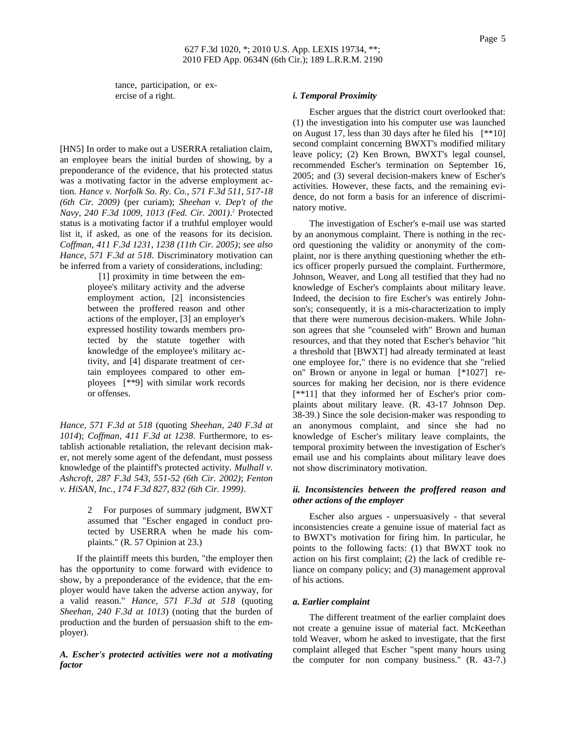tance, participation, or exercise of a right.

[HN5] In order to make out a USERRA retaliation claim, an employee bears the initial burden of showing, by a preponderance of the evidence, that his protected status was a motivating factor in the adverse employment action. *Hance v. Norfolk So. Ry. Co., 571 F.3d 511, 517-18 (6th Cir. 2009)* (per curiam); *Sheehan v. Dep't of the Navy, 240 F.3d 1009, 1013 (Fed. Cir. 2001)*.[2] Protected status is a motivating factor if a truthful employer would list it, if asked, as one of the reasons for its decision. *Coffman, 411 F.3d 1231, 1238 (11th Cir. 2005)*; *see also Hance, 571 F.3d at 518*. Discriminatory motivation can be inferred from a variety of considerations, including:

> [1] proximity in time between the employee's military activity and the adverse employment action, [2] inconsistencies between the proffered reason and other actions of the employer, [3] an employer's expressed hostility towards members protected by the statute together with knowledge of the employee's military activity, and [4] disparate treatment of certain employees compared to other employees [**9] with similar work records or offenses.

*Hance, 571 F.3d at 518* (quoting *Sheehan, 240 F.3d at 1014*); *Coffman, 411 F.3d at 1238*. Furthermore, to establish actionable retaliation, the relevant decision maker, not merely some agent of the defendant, must possess knowledge of the plaintiff's protected activity. *Mulhall v. Ashcroft, 287 F.3d 543, 551-52 (6th Cir. 2002)*; *Fenton v. HiSAN, Inc., 174 F.3d 827, 832 (6th Cir. 1999)*.

> 2 For purposes of summary judgment, BWXT assumed that "Escher engaged in conduct protected by USERRA when he made his complaints." (R. 57 Opinion at 23.)

If the plaintiff meets this burden, "the employer then has the opportunity to come forward with evidence to show, by a preponderance of the evidence, that the employer would have taken the adverse action anyway, for a valid reason." *Hance, 571 F.3d at 518* (quoting *Sheehan, 240 F.3d at 1013*) (noting that the burden of production and the burden of persuasion shift to the employer).

### *A. Escher's protected activities were not a motivating factor*

#### *i. Temporal Proximity*

Escher argues that the district court overlooked that: (1) the investigation into his computer use was launched on August 17, less than 30 days after he filed his [**10] second complaint concerning BWXT's modified military leave policy; (2) Ken Brown, BWXT's legal counsel, recommended Escher's termination on September 16, 2005; and (3) several decision-makers knew of Escher's activities. However, these facts, and the remaining evidence, do not form a basis for an inference of discriminatory motive.

The investigation of Escher's e-mail use was started by an anonymous complaint. There is nothing in the record questioning the validity or anonymity of the complaint, nor is there anything questioning whether the ethics officer properly pursued the complaint. Furthermore, Johnson, Weaver, and Long all testified that they had no knowledge of Escher's complaints about military leave. Indeed, the decision to fire Escher's was entirely Johnson's; consequently, it is a mis-characterization to imply that there were numerous decision-makers. While Johnson agrees that she "counseled with" Brown and human resources, and that they noted that Escher's behavior "hit a threshold that [BWXT] had already terminated at least one employee for," there is no evidence that she "relied on" Brown or anyone in legal or human [*1027] resources for making her decision, nor is there evidence [**11] that they informed her of Escher's prior complaints about military leave. (R. 43-17 Johnson Dep. 38-39.) Since the sole decision-maker was responding to an anonymous complaint, and since she had no knowledge of Escher's military leave complaints, the temporal proximity between the investigation of Escher's email use and his complaints about military leave does not show discriminatory motivation.

#### *ii. Inconsistencies between the proffered reason and other actions of the employer*

Escher also argues - unpersuasively - that several inconsistencies create a genuine issue of material fact as to BWXT's motivation for firing him. In particular, he points to the following facts: (1) that BWXT took no action on his first complaint; (2) the lack of credible reliance on company policy; and (3) management approval of his actions.

##### *a. Earlier complaint*

The different treatment of the earlier complaint does not create a genuine issue of material fact. McKeethan told Weaver, whom he asked to investigate, that the first complaint alleged that Escher "spent many hours using the computer for non company business." (R. 43-7.)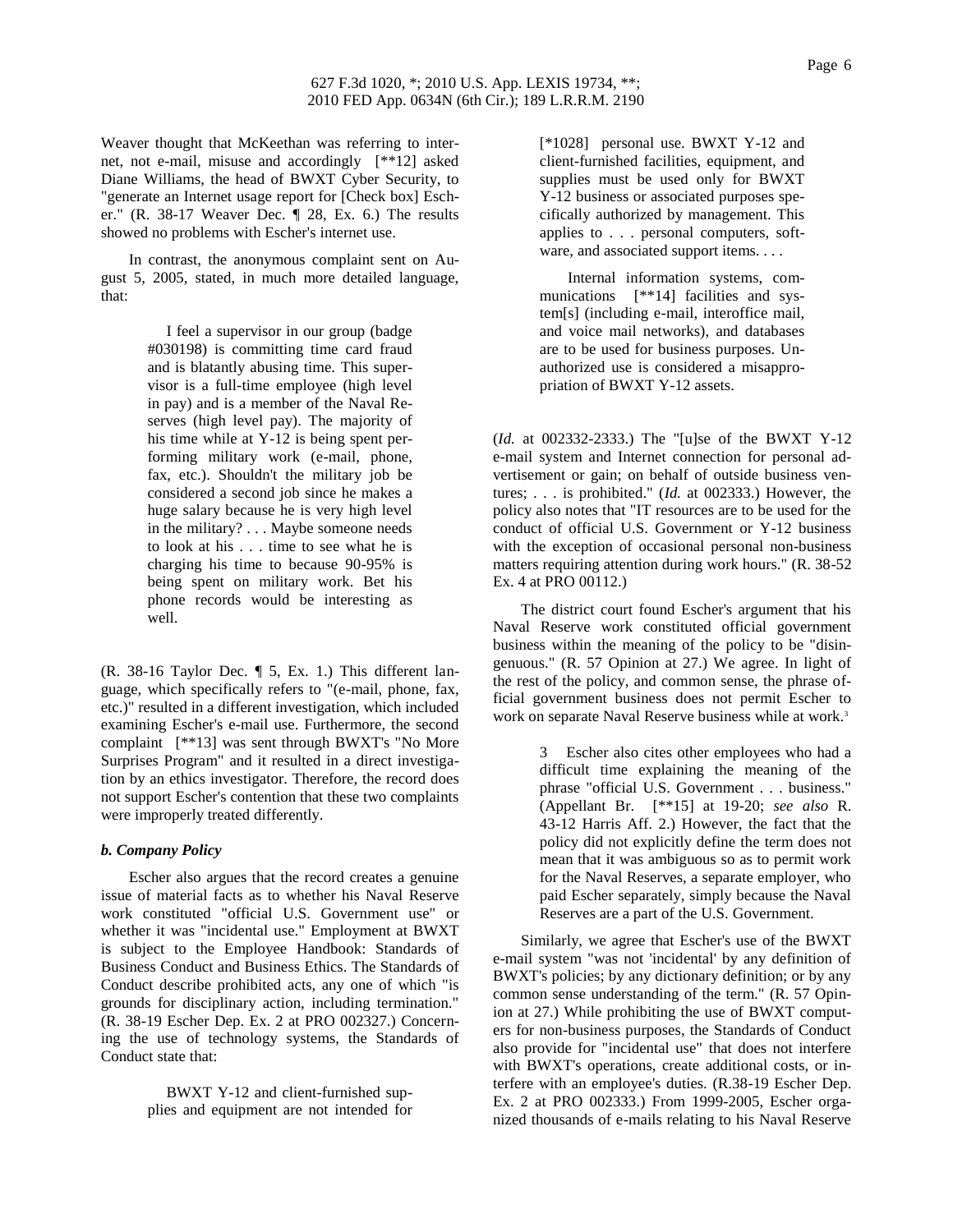Weaver thought that McKeethan was referring to internet, not e-mail, misuse and accordingly [**12] asked Diane Williams, the head of BWXT Cyber Security, to "generate an Internet usage report for [Check box] Escher." (R. 38-17 Weaver Dec. ¶ 28, Ex. 6.) The results showed no problems with Escher's internet use.

In contrast, the anonymous complaint sent on August 5, 2005, stated, in much more detailed language, that:

> I feel a supervisor in our group (badge #030198) is committing time card fraud and is blatantly abusing time. This supervisor is a full-time employee (high level in pay) and is a member of the Naval Reserves (high level pay). The majority of his time while at Y-12 is being spent performing military work (e-mail, phone, fax, etc.). Shouldn't the military job be considered a second job since he makes a huge salary because he is very high level in the military? . . . Maybe someone needs to look at his . . . time to see what he is charging his time to because 90-95% is being spent on military work. Bet his phone records would be interesting as well.

(R. 38-16 Taylor Dec. ¶ 5, Ex. 1.) This different language, which specifically refers to "(e-mail, phone, fax, etc.)" resulted in a different investigation, which included examining Escher's e-mail use. Furthermore, the second complaint [**13] was sent through BWXT's "No More Surprises Program" and it resulted in a direct investigation by an ethics investigator. Therefore, the record does not support Escher's contention that these two complaints were improperly treated differently.

### *b. Company Policy*

Escher also argues that the record creates a genuine issue of material facts as to whether his Naval Reserve work constituted "official U.S. Government use" or whether it was "incidental use." Employment at BWXT is subject to the Employee Handbook: Standards of Business Conduct and Business Ethics. The Standards of Conduct describe prohibited acts, any one of which "is grounds for disciplinary action, including termination." (R. 38-19 Escher Dep. Ex. 2 at PRO 002327.) Concerning the use of technology systems, the Standards of Conduct state that:

> BWXT Y-12 and client-furnished supplies and equipment are not intended for [*1028] personal use. BWXT Y-12 and client-furnished facilities, equipment, and supplies must be used only for BWXT Y-12 business or associated purposes specifically authorized by management. This applies to . . . personal computers, software, and associated support items. . . .
>
> Internal information systems, communications [**14] facilities and system[s] (including e-mail, interoffice mail, and voice mail networks), and databases are to be used for business purposes. Unauthorized use is considered a misappropriation of BWXT Y-12 assets.

(*Id.* at 002332-2333.) The "[u]se of the BWXT Y-12 e-mail system and Internet connection for personal advertisement or gain; on behalf of outside business ventures; . . . is prohibited." (*Id.* at 002333.) However, the policy also notes that "IT resources are to be used for the conduct of official U.S. Government or Y-12 business with the exception of occasional personal non-business matters requiring attention during work hours." (R. 38-52 Ex. 4 at PRO 00112.)

The district court found Escher's argument that his Naval Reserve work constituted official government business within the meaning of the policy to be "disingenuous." (R. 57 Opinion at 27.) We agree. In light of the rest of the policy, and common sense, the phrase official government business does not permit Escher to work on separate Naval Reserve business while at work.[3]

> 3 Escher also cites other employees who had a difficult time explaining the meaning of the phrase "official U.S. Government . . . business." (Appellant Br. [**15] at 19-20; *see also* R. 43-12 Harris Aff. 2.) However, the fact that the policy did not explicitly define the term does not mean that it was ambiguous so as to permit work for the Naval Reserves, a separate employer, who paid Escher separately, simply because the Naval Reserves are a part of the U.S. Government.

Similarly, we agree that Escher's use of the BWXT e-mail system "was not 'incidental' by any definition of BWXT's policies; by any dictionary definition; or by any common sense understanding of the term." (R. 57 Opinion at 27.) While prohibiting the use of BWXT computers for non-business purposes, the Standards of Conduct also provide for "incidental use" that does not interfere with BWXT's operations, create additional costs, or interfere with an employee's duties. (R.38-19 Escher Dep. Ex. 2 at PRO 002333.) From 1999-2005, Escher organized thousands of e-mails relating to his Naval Reserve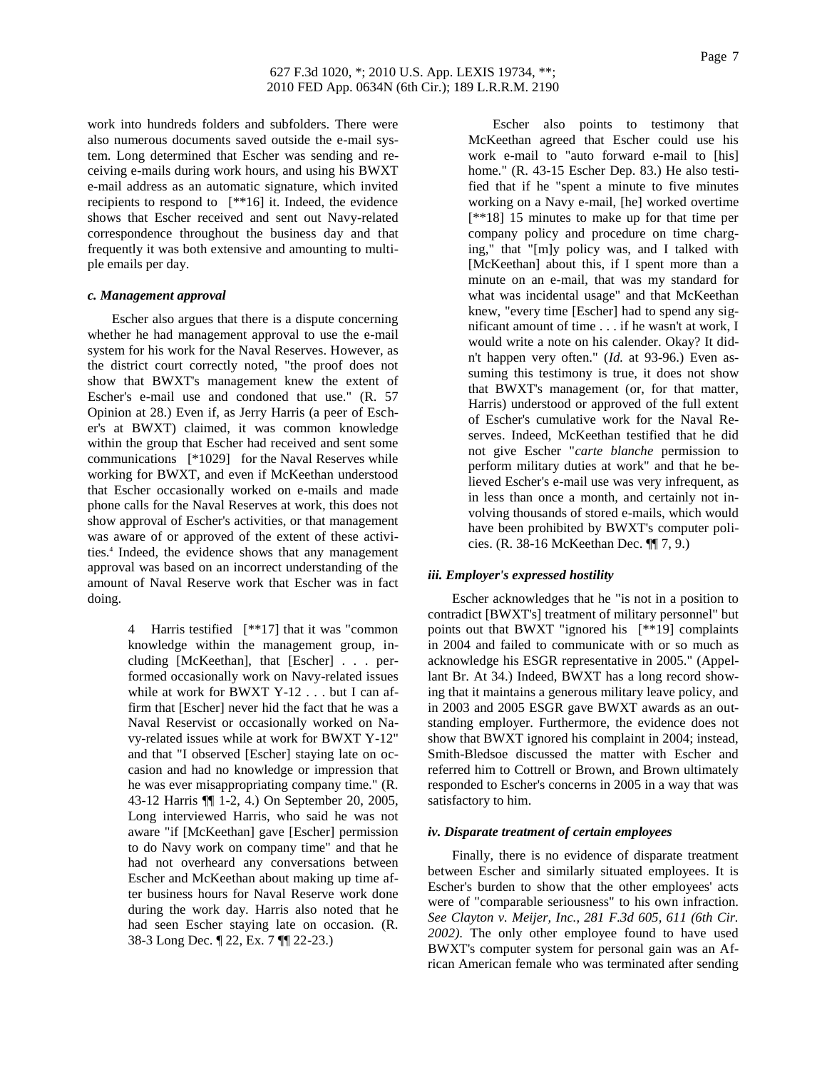work into hundreds folders and subfolders. There were also numerous documents saved outside the e-mail system. Long determined that Escher was sending and receiving e-mails during work hours, and using his BWXT e-mail address as an automatic signature, which invited recipients to respond to [**16] it. Indeed, the evidence shows that Escher received and sent out Navy-related correspondence throughout the business day and that frequently it was both extensive and amounting to multiple emails per day.

#### *c. Management approval*

Escher also argues that there is a dispute concerning whether he had management approval to use the e-mail system for his work for the Naval Reserves. However, as the district court correctly noted, "the proof does not show that BWXT's management knew the extent of Escher's e-mail use and condoned that use." (R. 57 Opinion at 28.) Even if, as Jerry Harris (a peer of Escher's at BWXT) claimed, it was common knowledge within the group that Escher had received and sent some communications [*1029] for the Naval Reserves while working for BWXT, and even if McKeethan understood that Escher occasionally worked on e-mails and made phone calls for the Naval Reserves at work, this does not show approval of Escher's activities, or that management was aware of or approved of the extent of these activities.[4] Indeed, the evidence shows that any management approval was based on an incorrect understanding of the amount of Naval Reserve work that Escher was in fact doing.

> 4 Harris testified [**17] that it was "common knowledge within the management group, including [McKeethan], that [Escher] . . . performed occasionally work on Navy-related issues while at work for BWXT Y-12 . . . but I can affirm that [Escher] never hid the fact that he was a Naval Reservist or occasionally worked on Navy-related issues while at work for BWXT Y-12" and that "I observed [Escher] staying late on occasion and had no knowledge or impression that he was ever misappropriating company time." (R. 43-12 Harris ¶¶ 1-2, 4.) On September 20, 2005, Long interviewed Harris, who said he was not aware "if [McKeethan] gave [Escher] permission to do Navy work on company time" and that he had not overheard any conversations between Escher and McKeethan about making up time after business hours for Naval Reserve work done during the work day. Harris also noted that he had seen Escher staying late on occasion. (R. 38-3 Long Dec. ¶ 22, Ex. 7 ¶¶ 22-23.)

> Escher also points to testimony that McKeethan agreed that Escher could use his work e-mail to "auto forward e-mail to [his] home." (R. 43-15 Escher Dep. 83.) He also testified that if he "spent a minute to five minutes working on a Navy e-mail, [he] worked overtime [**18] 15 minutes to make up for that time per company policy and procedure on time charging," that "[m]y policy was, and I talked with [McKeethan] about this, if I spent more than a minute on an e-mail, that was my standard for what was incidental usage" and that McKeethan knew, "every time [Escher] had to spend any significant amount of time . . . if he wasn't at work, I would write a note on his calender. Okay? It didn't happen very often." (*Id.* at 93-96.) Even assuming this testimony is true, it does not show that BWXT's management (or, for that matter, Harris) understood or approved of the full extent of Escher's cumulative work for the Naval Reserves. Indeed, McKeethan testified that he did not give Escher "*carte blanche* permission to perform military duties at work" and that he believed Escher's e-mail use was very infrequent, as in less than once a month, and certainly not involving thousands of stored e-mails, which would have been prohibited by BWXT's computer policies. (R. 38-16 McKeethan Dec. ¶¶ 7, 9.)

#### *iii. Employer's expressed hostility*

Escher acknowledges that he "is not in a position to contradict [BWXT's] treatment of military personnel" but points out that BWXT "ignored his [**19] complaints in 2004 and failed to communicate with or so much as acknowledge his ESGR representative in 2005." (Appellant Br. At 34.) Indeed, BWXT has a long record showing that it maintains a generous military leave policy, and in 2003 and 2005 ESGR gave BWXT awards as an outstanding employer. Furthermore, the evidence does not show that BWXT ignored his complaint in 2004; instead, Smith-Bledsoe discussed the matter with Escher and referred him to Cottrell or Brown, and Brown ultimately responded to Escher's concerns in 2005 in a way that was satisfactory to him.

#### *iv. Disparate treatment of certain employees*

Finally, there is no evidence of disparate treatment between Escher and similarly situated employees. It is Escher's burden to show that the other employees' acts were of "comparable seriousness" to his own infraction. *See Clayton v. Meijer, Inc., 281 F.3d 605, 611 (6th Cir. 2002).* The only other employee found to have used BWXT's computer system for personal gain was an African American female who was terminated after sending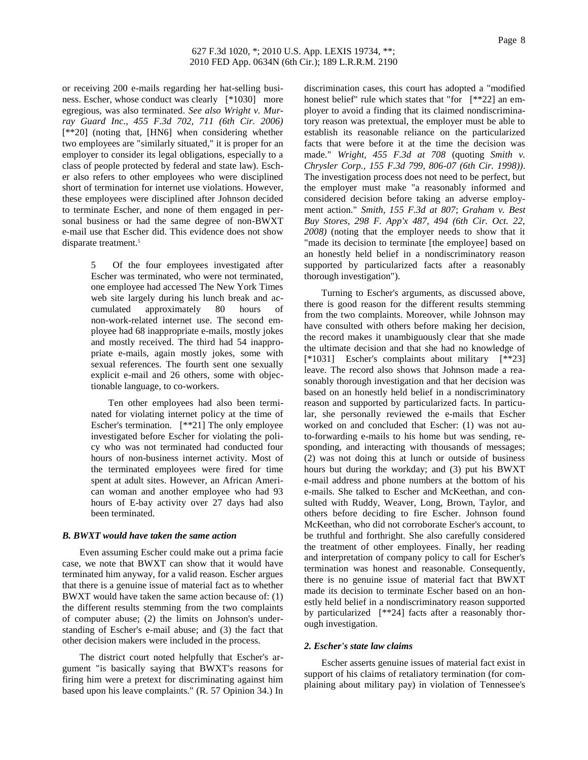or receiving 200 e-mails regarding her hat-selling business. Escher, whose conduct was clearly [*1030] more egregious, was also terminated. *See also Wright v. Murray Guard Inc., 455 F.3d 702, 711 (6th Cir. 2006)* [**20] (noting that, [HN6] when considering whether two employees are "similarly situated," it is proper for an employer to consider its legal obligations, especially to a class of people protected by federal and state law). Escher also refers to other employees who were disciplined short of termination for internet use violations. However, these employees were disciplined after Johnson decided to terminate Escher, and none of them engaged in personal business or had the same degree of non-BWXT e-mail use that Escher did. This evidence does not show disparate treatment.[5]

> 5 Of the four employees investigated after Escher was terminated, who were not terminated, one employee had accessed The New York Times web site largely during his lunch break and accumulated approximately 80 hours of non-work-related internet use. The second employee had 68 inappropriate e-mails, mostly jokes and mostly received. The third had 54 inappropriate e-mails, again mostly jokes, some with sexual references. The fourth sent one sexually explicit e-mail and 26 others, some with objectionable language, to co-workers.
>
> Ten other employees had also been terminated for violating internet policy at the time of Escher's termination. [**21] The only employee investigated before Escher for violating the policy who was not terminated had conducted four hours of non-business internet activity. Most of the terminated employees were fired for time spent at adult sites. However, an African American woman and another employee who had 93 hours of E-bay activity over 27 days had also been terminated.

### *B. BWXT would have taken the same action*

Even assuming Escher could make out a prima facie case, we note that BWXT can show that it would have terminated him anyway, for a valid reason. Escher argues that there is a genuine issue of material fact as to whether BWXT would have taken the same action because of: (1) the different results stemming from the two complaints of computer abuse; (2) the limits on Johnson's understanding of Escher's e-mail abuse; and (3) the fact that other decision makers were included in the process.

The district court noted helpfully that Escher's argument "is basically saying that BWXT's reasons for firing him were a pretext for discriminating against him based upon his leave complaints." (R. 57 Opinion 34.) In discrimination cases, this court has adopted a "modified honest belief" rule which states that "for [**22] an employer to avoid a finding that its claimed nondiscriminatory reason was pretextual, the employer must be able to establish its reasonable reliance on the particularized facts that were before it at the time the decision was made." *Wright, 455 F.3d at 708* (quoting *Smith v. Chrysler Corp., 155 F.3d 799, 806-07 (6th Cir. 1998))*. The investigation process does not need to be perfect, but the employer must make "a reasonably informed and considered decision before taking an adverse employment action." *Smith, 155 F.3d at 807*; *Graham v. Best Buy Stores, 298 F. App'x 487, 494 (6th Cir. Oct. 22, 2008)* (noting that the employer needs to show that it "made its decision to terminate [the employee] based on an honestly held belief in a nondiscriminatory reason supported by particularized facts after a reasonably thorough investigation").

Turning to Escher's arguments, as discussed above, there is good reason for the different results stemming from the two complaints. Moreover, while Johnson may have consulted with others before making her decision, the record makes it unambiguously clear that she made the ultimate decision and that she had no knowledge of [*1031] Escher's complaints about military [**23] leave. The record also shows that Johnson made a reasonably thorough investigation and that her decision was based on an honestly held belief in a nondiscriminatory reason and supported by particularized facts. In particular, she personally reviewed the e-mails that Escher worked on and concluded that Escher: (1) was not auto-forwarding e-mails to his home but was sending, responding, and interacting with thousands of messages; (2) was not doing this at lunch or outside of business hours but during the workday; and (3) put his BWXT e-mail address and phone numbers at the bottom of his e-mails. She talked to Escher and McKeethan, and consulted with Ruddy, Weaver, Long, Brown, Taylor, and others before deciding to fire Escher. Johnson found McKeethan, who did not corroborate Escher's account, to be truthful and forthright. She also carefully considered the treatment of other employees. Finally, her reading and interpretation of company policy to call for Escher's termination was honest and reasonable. Consequently, there is no genuine issue of material fact that BWXT made its decision to terminate Escher based on an honestly held belief in a nondiscriminatory reason supported by particularized [**24] facts after a reasonably thorough investigation.

### *2. Escher's state law claims*

Escher asserts genuine issues of material fact exist in support of his claims of retaliatory termination (for complaining about military pay) in violation of Tennessee's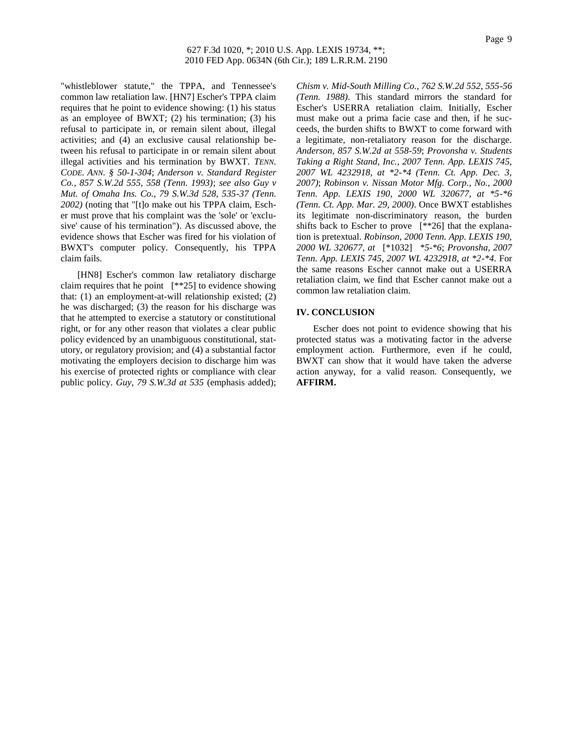"whistleblower statute," the TPPA, and Tennessee's common law retaliation law. [HN7] Escher's TPPA claim requires that he point to evidence showing: (1) his status as an employee of BWXT; (2) his termination; (3) his refusal to participate in, or remain silent about, illegal activities; and (4) an exclusive causal relationship between his refusal to participate in or remain silent about illegal activities and his termination by BWXT. *TENN. CODE. ANN. § 50-1-304*; *Anderson v. Standard Register Co., 857 S.W.2d 555, 558 (Tenn. 1993)*; *see also Guy v Mut. of Omaha Ins. Co., 79 S.W.3d 528, 535-37 (Tenn. 2002)* (noting that "[t]o make out his TPPA claim, Escher must prove that his complaint was the 'sole' or 'exclusive' cause of his termination"). As discussed above, the evidence shows that Escher was fired for his violation of BWXT's computer policy. Consequently, his TPPA claim fails.

[HN8] Escher's common law retaliatory discharge claim requires that he point [**25] to evidence showing that: (1) an employment-at-will relationship existed; (2) he was discharged; (3) the reason for his discharge was that he attempted to exercise a statutory or constitutional right, or for any other reason that violates a clear public policy evidenced by an unambiguous constitutional, statutory, or regulatory provision; and (4) a substantial factor motivating the employers decision to discharge him was his exercise of protected rights or compliance with clear public policy. *Guy, 79 S.W.3d at 535* (emphasis added); *Chism v. Mid-South Milling Co., 762 S.W.2d 552, 555-56 (Tenn. 1988)*. This standard mirrors the standard for Escher's USERRA retaliation claim. Initially, Escher must make out a prima facie case and then, if he succeeds, the burden shifts to BWXT to come forward with a legitimate, non-retaliatory reason for the discharge. *Anderson, 857 S.W.2d at 558-59*; *Provonsha v. Students Taking a Right Stand, Inc., 2007 Tenn. App. LEXIS 745, 2007 WL 4232918, at *2-*4 (Tenn. Ct. App. Dec. 3, 2007)*; *Robinson v. Nissan Motor Mfg. Corp., No., 2000 Tenn. App. LEXIS 190, 2000 WL 320677, at *5-*6 (Tenn. Ct. App. Mar. 29, 2000)*. Once BWXT establishes its legitimate non-discriminatory reason, the burden shifts back to Escher to prove [**26] that the explanation is pretextual. *Robinson, 2000 Tenn. App. LEXIS 190, 2000 WL 320677, at* [*1032] **5-*6*; *Provonsha, 2007 Tenn. App. LEXIS 745, 2007 WL 4232918, at *2-*4*. For the same reasons Escher cannot make out a USERRA retaliation claim, we find that Escher cannot make out a common law retaliation claim.

## IV. CONCLUSION

Escher does not point to evidence showing that his protected status was a motivating factor in the adverse employment action. Furthermore, even if he could, BWXT can show that it would have taken the adverse action anyway, for a valid reason. Consequently, we **AFFIRM.**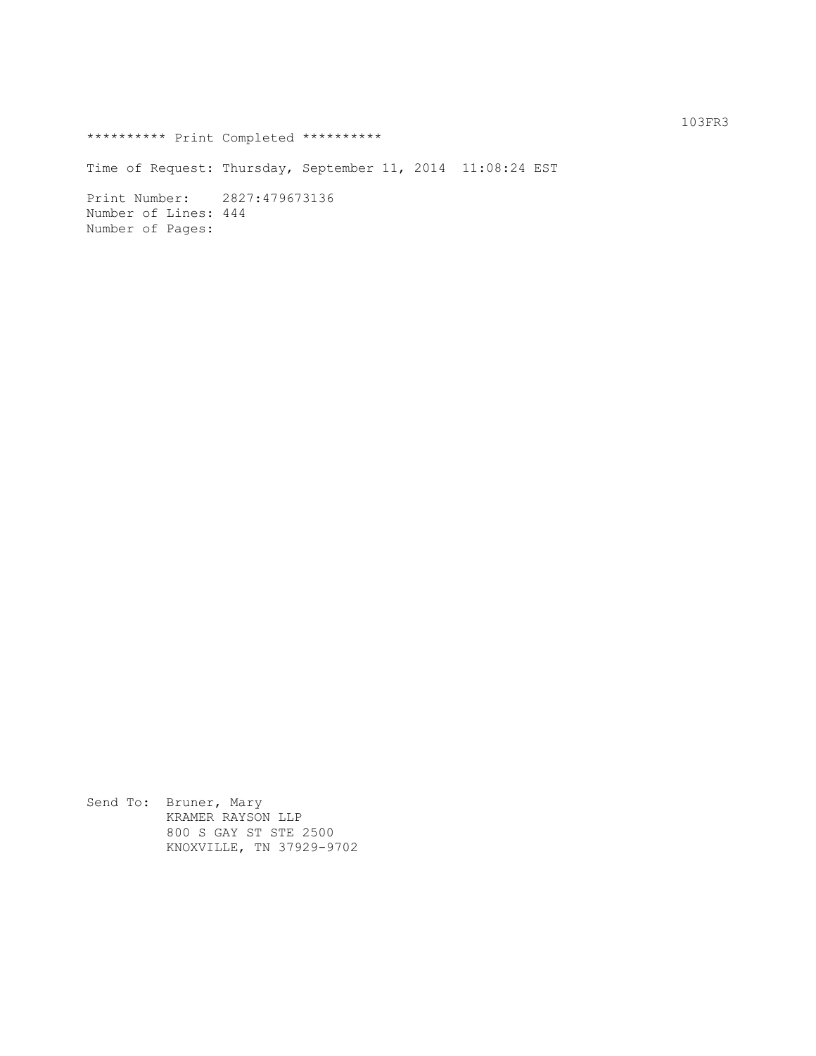103FR3

********** Print Completed **********

Time of Request: Thursday, September 11, 2014 11:08:24 EST

Print Number: 2827:479673136
Number of Lines: 444
Number of Pages:

Send To: Bruner, Mary
KRAMER RAYSON LLP
800 S GAY ST STE 2500
KNOXVILLE, TN 37929-9702